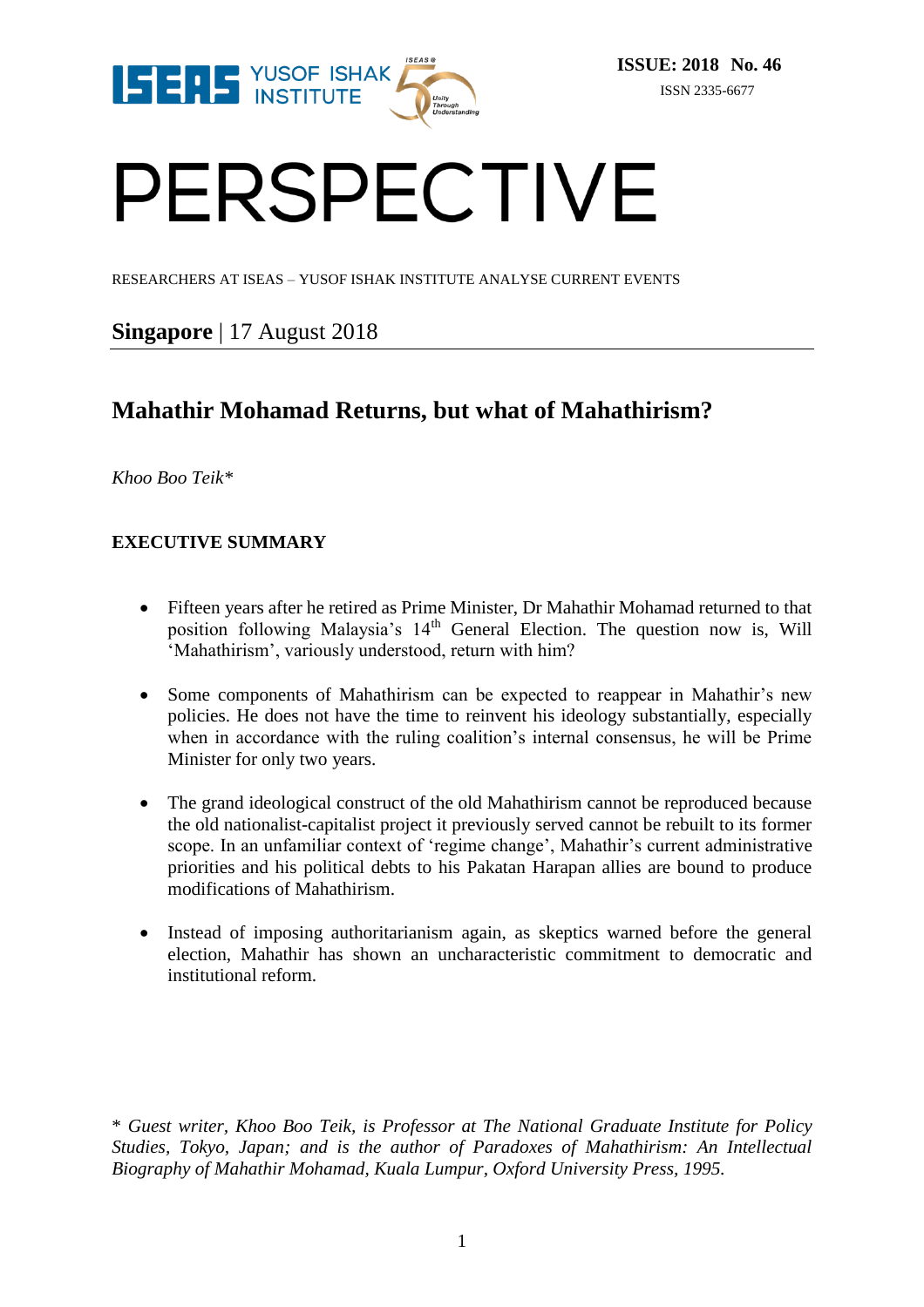ISSUE: 2018 No. 46

ISSN 2335-6677

# PERSPECTIVE

RESEARCHERS AT ISEAS – YUSOF ISHAK INSTITUTE ANALYSE CURRENT EVENTS

**Singapore** | 17 August 2018

## Mahathir Mohamad Returns, but what of Mahathirism?

*Khoo Boo Teik**

### EXECUTIVE SUMMARY

- Fifteen years after he retired as Prime Minister, Dr Mahathir Mohamad returned to that position following Malaysia's 14th General Election. The question now is, Will 'Mahathirism', variously understood, return with him?

- Some components of Mahathirism can be expected to reappear in Mahathir's new policies. He does not have the time to reinvent his ideology substantially, especially when in accordance with the ruling coalition's internal consensus, he will be Prime Minister for only two years.

- The grand ideological construct of the old Mahathirism cannot be reproduced because the old nationalist-capitalist project it previously served cannot be rebuilt to its former scope. In an unfamiliar context of 'regime change', Mahathir's current administrative priorities and his political debts to his Pakatan Harapan allies are bound to produce modifications of Mahathirism.

- Instead of imposing authoritarianism again, as skeptics warned before the general election, Mahathir has shown an uncharacteristic commitment to democratic and institutional reform.

*\* Guest writer, Khoo Boo Teik, is Professor at The National Graduate Institute for Policy Studies, Tokyo, Japan; and is the author of Paradoxes of Mahathirism: An Intellectual Biography of Mahathir Mohamad, Kuala Lumpur, Oxford University Press, 1995.*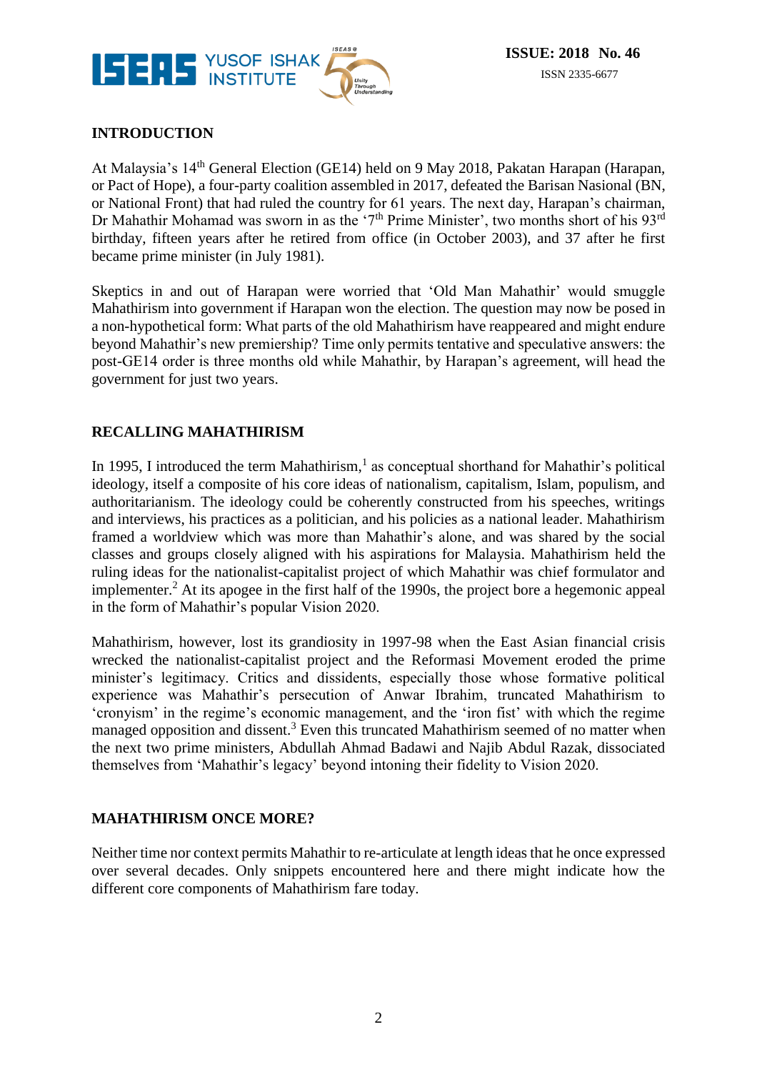## INTRODUCTION

At Malaysia's 14th General Election (GE14) held on 9 May 2018, Pakatan Harapan (Harapan, or Pact of Hope), a four-party coalition assembled in 2017, defeated the Barisan Nasional (BN, or National Front) that had ruled the country for 61 years. The next day, Harapan's chairman, Dr Mahathir Mohamad was sworn in as the '7th Prime Minister', two months short of his 93rd birthday, fifteen years after he retired from office (in October 2003), and 37 after he first became prime minister (in July 1981).

Skeptics in and out of Harapan were worried that 'Old Man Mahathir' would smuggle Mahathirism into government if Harapan won the election. The question may now be posed in a non-hypothetical form: What parts of the old Mahathirism have reappeared and might endure beyond Mahathir's new premiership? Time only permits tentative and speculative answers: the post-GE14 order is three months old while Mahathir, by Harapan's agreement, will head the government for just two years.

## RECALLING MAHATHIRISM

In 1995, I introduced the term Mahathirism,[1] as conceptual shorthand for Mahathir's political ideology, itself a composite of his core ideas of nationalism, capitalism, Islam, populism, and authoritarianism. The ideology could be coherently constructed from his speeches, writings and interviews, his practices as a politician, and his policies as a national leader. Mahathirism framed a worldview which was more than Mahathir's alone, and was shared by the social classes and groups closely aligned with his aspirations for Malaysia. Mahathirism held the ruling ideas for the nationalist-capitalist project of which Mahathir was chief formulator and implementer.[2] At its apogee in the first half of the 1990s, the project bore a hegemonic appeal in the form of Mahathir's popular Vision 2020.

Mahathirism, however, lost its grandiosity in 1997-98 when the East Asian financial crisis wrecked the nationalist-capitalist project and the Reformasi Movement eroded the prime minister's legitimacy. Critics and dissidents, especially those whose formative political experience was Mahathir's persecution of Anwar Ibrahim, truncated Mahathirism to 'cronyism' in the regime's economic management, and the 'iron fist' with which the regime managed opposition and dissent.[3] Even this truncated Mahathirism seemed of no matter when the next two prime ministers, Abdullah Ahmad Badawi and Najib Abdul Razak, dissociated themselves from 'Mahathir's legacy' beyond intoning their fidelity to Vision 2020.

## MAHATHIRISM ONCE MORE?

Neither time nor context permits Mahathir to re-articulate at length ideas that he once expressed over several decades. Only snippets encountered here and there might indicate how the different core components of Mahathirism fare today.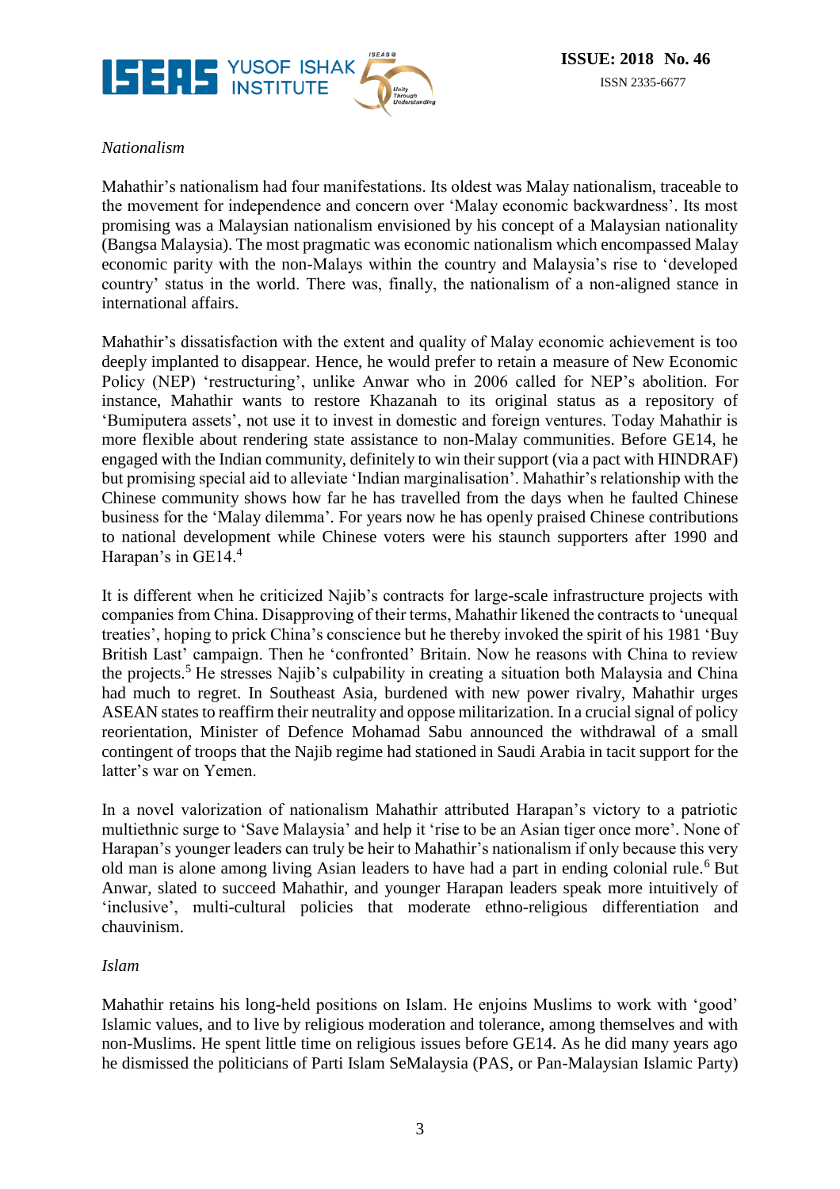*Nationalism*

Mahathir's nationalism had four manifestations. Its oldest was Malay nationalism, traceable to the movement for independence and concern over 'Malay economic backwardness'. Its most promising was a Malaysian nationalism envisioned by his concept of a Malaysian nationality (Bangsa Malaysia). The most pragmatic was economic nationalism which encompassed Malay economic parity with the non-Malays within the country and Malaysia's rise to 'developed country' status in the world. There was, finally, the nationalism of a non-aligned stance in international affairs.

Mahathir's dissatisfaction with the extent and quality of Malay economic achievement is too deeply implanted to disappear. Hence, he would prefer to retain a measure of New Economic Policy (NEP) 'restructuring', unlike Anwar who in 2006 called for NEP's abolition. For instance, Mahathir wants to restore Khazanah to its original status as a repository of 'Bumiputera assets', not use it to invest in domestic and foreign ventures. Today Mahathir is more flexible about rendering state assistance to non-Malay communities. Before GE14, he engaged with the Indian community, definitely to win their support (via a pact with HINDRAF) but promising special aid to alleviate 'Indian marginalisation'. Mahathir's relationship with the Chinese community shows how far he has travelled from the days when he faulted Chinese business for the 'Malay dilemma'. For years now he has openly praised Chinese contributions to national development while Chinese voters were his staunch supporters after 1990 and Harapan's in GE14.[4]

It is different when he criticized Najib's contracts for large-scale infrastructure projects with companies from China. Disapproving of their terms, Mahathir likened the contracts to 'unequal treaties', hoping to prick China's conscience but he thereby invoked the spirit of his 1981 'Buy British Last' campaign. Then he 'confronted' Britain. Now he reasons with China to review the projects.[5] He stresses Najib's culpability in creating a situation both Malaysia and China had much to regret. In Southeast Asia, burdened with new power rivalry, Mahathir urges ASEAN states to reaffirm their neutrality and oppose militarization. In a crucial signal of policy reorientation, Minister of Defence Mohamad Sabu announced the withdrawal of a small contingent of troops that the Najib regime had stationed in Saudi Arabia in tacit support for the latter's war on Yemen.

In a novel valorization of nationalism Mahathir attributed Harapan's victory to a patriotic multiethnic surge to 'Save Malaysia' and help it 'rise to be an Asian tiger once more'. None of Harapan's younger leaders can truly be heir to Mahathir's nationalism if only because this very old man is alone among living Asian leaders to have had a part in ending colonial rule.[6] But Anwar, slated to succeed Mahathir, and younger Harapan leaders speak more intuitively of 'inclusive', multi-cultural policies that moderate ethno-religious differentiation and chauvinism.

*Islam*

Mahathir retains his long-held positions on Islam. He enjoins Muslims to work with 'good' Islamic values, and to live by religious moderation and tolerance, among themselves and with non-Muslims. He spent little time on religious issues before GE14. As he did many years ago he dismissed the politicians of Parti Islam SeMalaysia (PAS, or Pan-Malaysian Islamic Party)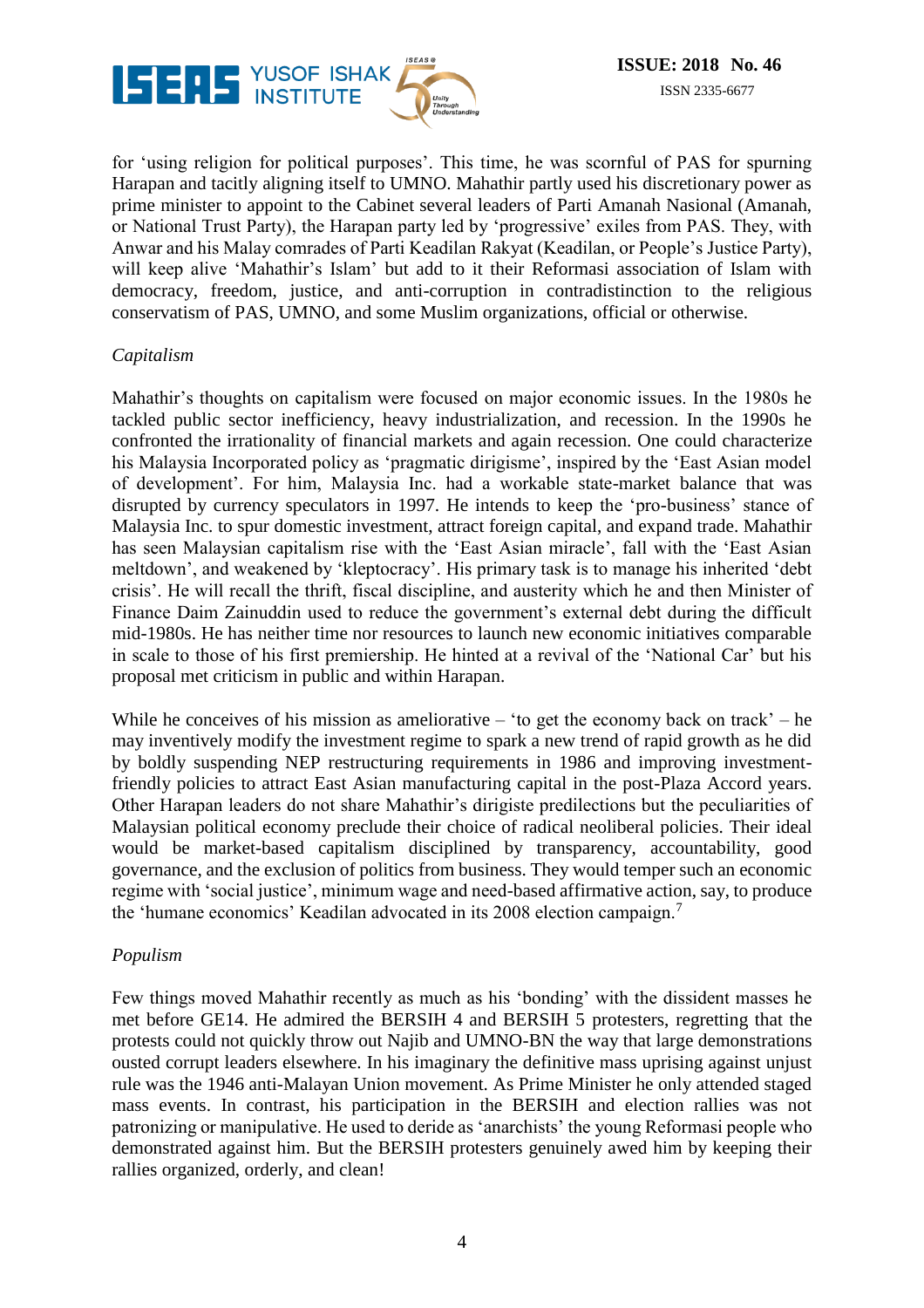for 'using religion for political purposes'. This time, he was scornful of PAS for spurning Harapan and tacitly aligning itself to UMNO. Mahathir partly used his discretionary power as prime minister to appoint to the Cabinet several leaders of Parti Amanah Nasional (Amanah, or National Trust Party), the Harapan party led by 'progressive' exiles from PAS. They, with Anwar and his Malay comrades of Parti Keadilan Rakyat (Keadilan, or People's Justice Party), will keep alive 'Mahathir's Islam' but add to it their Reformasi association of Islam with democracy, freedom, justice, and anti-corruption in contradistinction to the religious conservatism of PAS, UMNO, and some Muslim organizations, official or otherwise.

*Capitalism*

Mahathir's thoughts on capitalism were focused on major economic issues. In the 1980s he tackled public sector inefficiency, heavy industrialization, and recession. In the 1990s he confronted the irrationality of financial markets and again recession. One could characterize his Malaysia Incorporated policy as 'pragmatic dirigisme', inspired by the 'East Asian model of development'. For him, Malaysia Inc. had a workable state-market balance that was disrupted by currency speculators in 1997. He intends to keep the 'pro-business' stance of Malaysia Inc. to spur domestic investment, attract foreign capital, and expand trade. Mahathir has seen Malaysian capitalism rise with the 'East Asian miracle', fall with the 'East Asian meltdown', and weakened by 'kleptocracy'. His primary task is to manage his inherited 'debt crisis'. He will recall the thrift, fiscal discipline, and austerity which he and then Minister of Finance Daim Zainuddin used to reduce the government's external debt during the difficult mid-1980s. He has neither time nor resources to launch new economic initiatives comparable in scale to those of his first premiership. He hinted at a revival of the 'National Car' but his proposal met criticism in public and within Harapan.

While he conceives of his mission as ameliorative – 'to get the economy back on track' – he may inventively modify the investment regime to spark a new trend of rapid growth as he did by boldly suspending NEP restructuring requirements in 1986 and improving investment-friendly policies to attract East Asian manufacturing capital in the post-Plaza Accord years. Other Harapan leaders do not share Mahathir's dirigiste predilections but the peculiarities of Malaysian political economy preclude their choice of radical neoliberal policies. Their ideal would be market-based capitalism disciplined by transparency, accountability, good governance, and the exclusion of politics from business. They would temper such an economic regime with 'social justice', minimum wage and need-based affirmative action, say, to produce the 'humane economics' Keadilan advocated in its 2008 election campaign.[7]

*Populism*

Few things moved Mahathir recently as much as his 'bonding' with the dissident masses he met before GE14. He admired the BERSIH 4 and BERSIH 5 protesters, regretting that the protests could not quickly throw out Najib and UMNO-BN the way that large demonstrations ousted corrupt leaders elsewhere. In his imaginary the definitive mass uprising against unjust rule was the 1946 anti-Malayan Union movement. As Prime Minister he only attended staged mass events. In contrast, his participation in the BERSIH and election rallies was not patronizing or manipulative. He used to deride as 'anarchists' the young Reformasi people who demonstrated against him. But the BERSIH protesters genuinely awed him by keeping their rallies organized, orderly, and clean!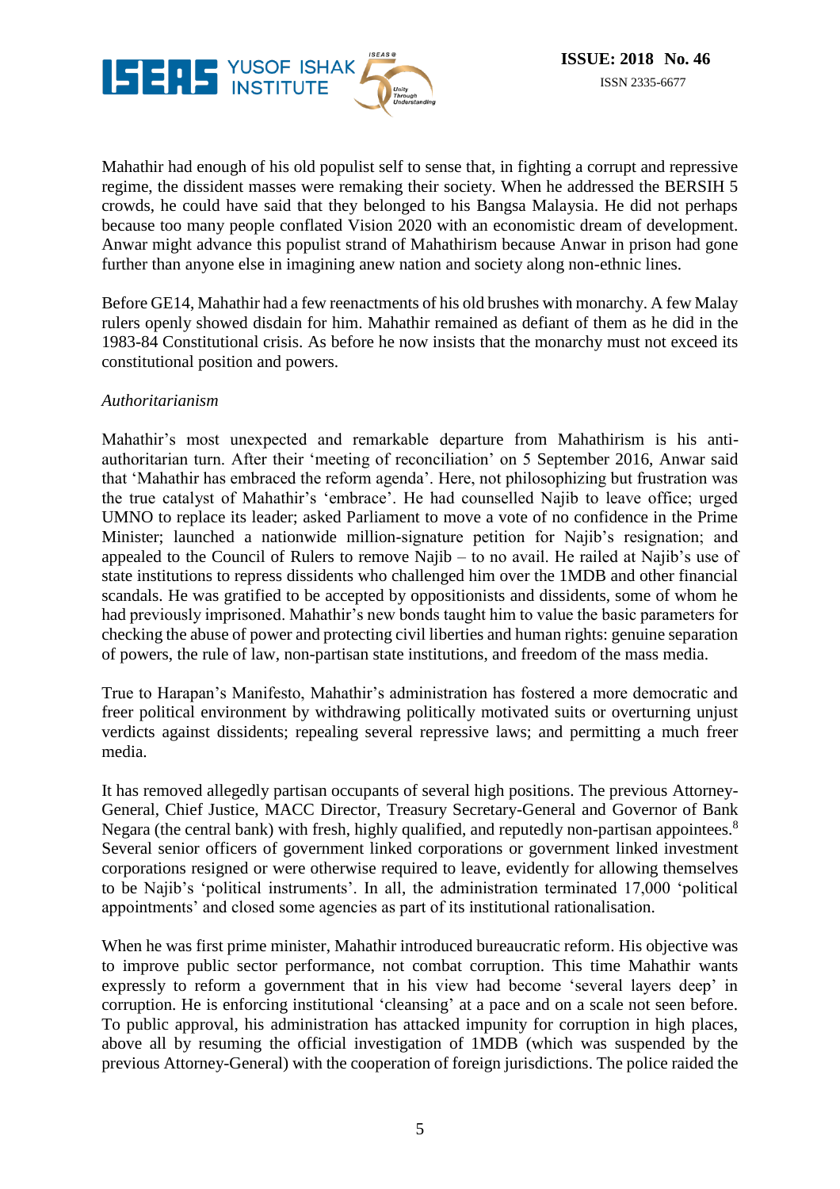Mahathir had enough of his old populist self to sense that, in fighting a corrupt and repressive regime, the dissident masses were remaking their society. When he addressed the BERSIH 5 crowds, he could have said that they belonged to his Bangsa Malaysia. He did not perhaps because too many people conflated Vision 2020 with an economistic dream of development. Anwar might advance this populist strand of Mahathirism because Anwar in prison had gone further than anyone else in imagining anew nation and society along non-ethnic lines.

Before GE14, Mahathir had a few reenactments of his old brushes with monarchy. A few Malay rulers openly showed disdain for him. Mahathir remained as defiant of them as he did in the 1983-84 Constitutional crisis. As before he now insists that the monarchy must not exceed its constitutional position and powers.

*Authoritarianism*

Mahathir's most unexpected and remarkable departure from Mahathirism is his anti-authoritarian turn. After their 'meeting of reconciliation' on 5 September 2016, Anwar said that 'Mahathir has embraced the reform agenda'. Here, not philosophizing but frustration was the true catalyst of Mahathir's 'embrace'. He had counselled Najib to leave office; urged UMNO to replace its leader; asked Parliament to move a vote of no confidence in the Prime Minister; launched a nationwide million-signature petition for Najib's resignation; and appealed to the Council of Rulers to remove Najib – to no avail. He railed at Najib's use of state institutions to repress dissidents who challenged him over the 1MDB and other financial scandals. He was gratified to be accepted by oppositionists and dissidents, some of whom he had previously imprisoned. Mahathir's new bonds taught him to value the basic parameters for checking the abuse of power and protecting civil liberties and human rights: genuine separation of powers, the rule of law, non-partisan state institutions, and freedom of the mass media.

True to Harapan's Manifesto, Mahathir's administration has fostered a more democratic and freer political environment by withdrawing politically motivated suits or overturning unjust verdicts against dissidents; repealing several repressive laws; and permitting a much freer media.

It has removed allegedly partisan occupants of several high positions. The previous Attorney-General, Chief Justice, MACC Director, Treasury Secretary-General and Governor of Bank Negara (the central bank) with fresh, highly qualified, and reputedly non-partisan appointees.[8] Several senior officers of government linked corporations or government linked investment corporations resigned or were otherwise required to leave, evidently for allowing themselves to be Najib's 'political instruments'. In all, the administration terminated 17,000 'political appointments' and closed some agencies as part of its institutional rationalisation.

When he was first prime minister, Mahathir introduced bureaucratic reform. His objective was to improve public sector performance, not combat corruption. This time Mahathir wants expressly to reform a government that in his view had become 'several layers deep' in corruption. He is enforcing institutional 'cleansing' at a pace and on a scale not seen before. To public approval, his administration has attacked impunity for corruption in high places, above all by resuming the official investigation of 1MDB (which was suspended by the previous Attorney-General) with the cooperation of foreign jurisdictions. The police raided the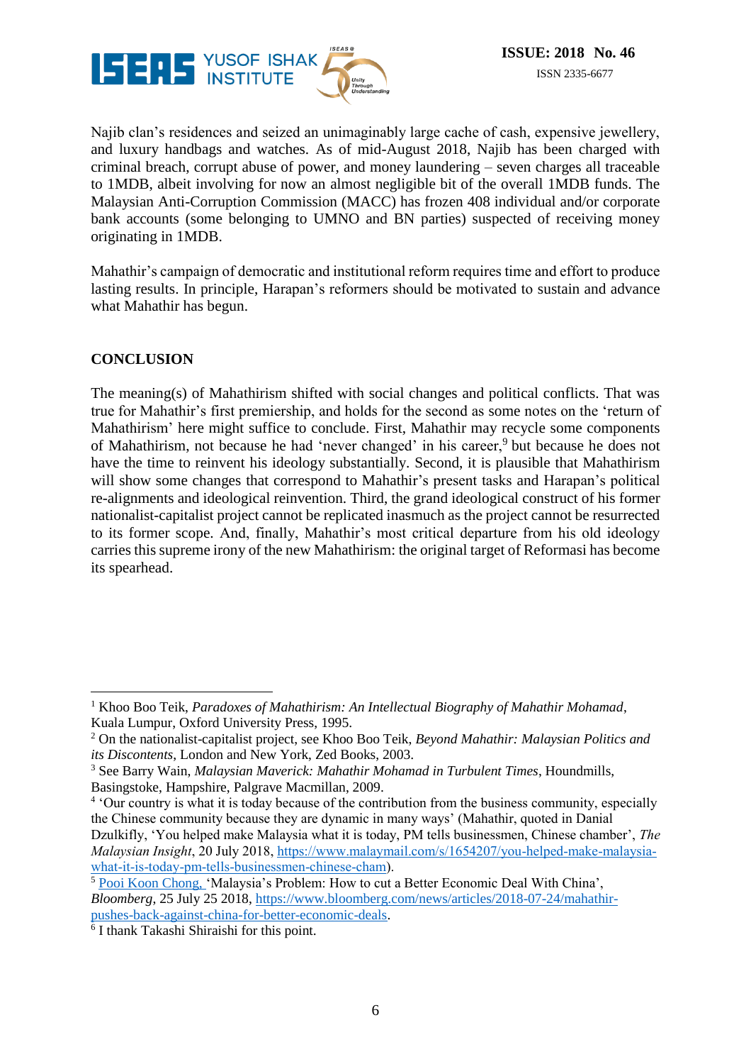Najib clan's residences and seized an unimaginably large cache of cash, expensive jewellery, and luxury handbags and watches. As of mid-August 2018, Najib has been charged with criminal breach, corrupt abuse of power, and money laundering – seven charges all traceable to 1MDB, albeit involving for now an almost negligible bit of the overall 1MDB funds. The Malaysian Anti-Corruption Commission (MACC) has frozen 408 individual and/or corporate bank accounts (some belonging to UMNO and BN parties) suspected of receiving money originating in 1MDB.

Mahathir's campaign of democratic and institutional reform requires time and effort to produce lasting results. In principle, Harapan's reformers should be motivated to sustain and advance what Mahathir has begun.

## CONCLUSION

The meaning(s) of Mahathirism shifted with social changes and political conflicts. That was true for Mahathir's first premiership, and holds for the second as some notes on the 'return of Mahathirism' here might suffice to conclude. First, Mahathir may recycle some components of Mahathirism, not because he had 'never changed' in his career,[9] but because he does not have the time to reinvent his ideology substantially. Second, it is plausible that Mahathirism will show some changes that correspond to Mahathir's present tasks and Harapan's political re-alignments and ideological reinvention. Third, the grand ideological construct of his former nationalist-capitalist project cannot be replicated inasmuch as the project cannot be resurrected to its former scope. And, finally, Mahathir's most critical departure from his old ideology carries this supreme irony of the new Mahathirism: the original target of Reformasi has become its spearhead.

---

[1] Khoo Boo Teik, *Paradoxes of Mahathirism: An Intellectual Biography of Mahathir Mohamad*, Kuala Lumpur, Oxford University Press, 1995.

[2] On the nationalist-capitalist project, see Khoo Boo Teik, *Beyond Mahathir: Malaysian Politics and its Discontents*, London and New York, Zed Books, 2003.

[3] See Barry Wain, *Malaysian Maverick: Mahathir Mohamad in Turbulent Times*, Houndmills, Basingstoke, Hampshire, Palgrave Macmillan, 2009.

[4] 'Our country is what it is today because of the contribution from the business community, especially the Chinese community because they are dynamic in many ways' (Mahathir, quoted in Danial Dzulkifly, 'You helped make Malaysia what it is today, PM tells businessmen, Chinese chamber', *The Malaysian Insight*, 20 July 2018, https://www.malaymail.com/s/1654207/you-helped-make-malaysia-what-it-is-today-pm-tells-businessmen-chinese-cham).

[5] Pooi Koon Chong, 'Malaysia's Problem: How to cut a Better Economic Deal With China', *Bloomberg*, 25 July 25 2018, https://www.bloomberg.com/news/articles/2018-07-24/mahathir-pushes-back-against-china-for-better-economic-deals.

[6] I thank Takashi Shiraishi for this point.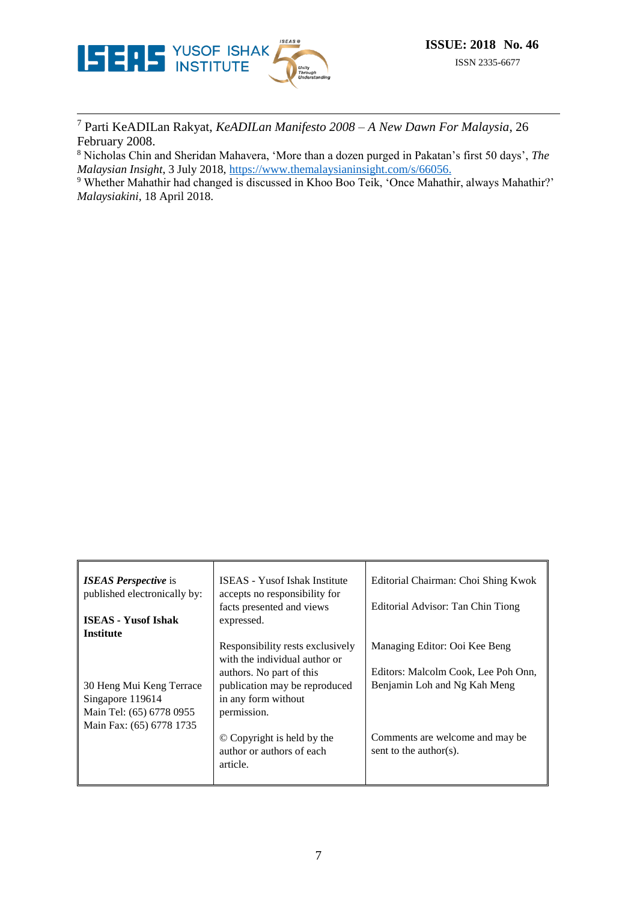[7] Parti KeADILan Rakyat, *KeADILan Manifesto 2008 – A New Dawn For Malaysia*, 26 February 2008.

[8] Nicholas Chin and Sheridan Mahavera, 'More than a dozen purged in Pakatan's first 50 days', *The Malaysian Insight*, 3 July 2018, https://www.themalaysianinsight.com/s/66056.

[9] Whether Mahathir had changed is discussed in Khoo Boo Teik, 'Once Mahathir, always Mahathir?' *Malaysiakini*, 18 April 2018.

| | | |
|---|---|---|
| ***ISEAS Perspective*** is published electronically by:<br><br>**ISEAS - Yusof Ishak Institute**<br><br>30 Heng Mui Keng Terrace Singapore 119614<br>Main Tel: (65) 6778 0955<br>Main Fax: (65) 6778 1735 | ISEAS - Yusof Ishak Institute accepts no responsibility for facts presented and views expressed.<br><br>Responsibility rests exclusively with the individual author or authors. No part of this publication may be reproduced in any form without permission.<br><br>© Copyright is held by the author or authors of each article. | Editorial Chairman: Choi Shing Kwok<br><br>Editorial Advisor: Tan Chin Tiong<br><br>Managing Editor: Ooi Kee Beng<br><br>Editors: Malcolm Cook, Lee Poh Onn, Benjamin Loh and Ng Kah Meng<br><br>Comments are welcome and may be sent to the author(s). |